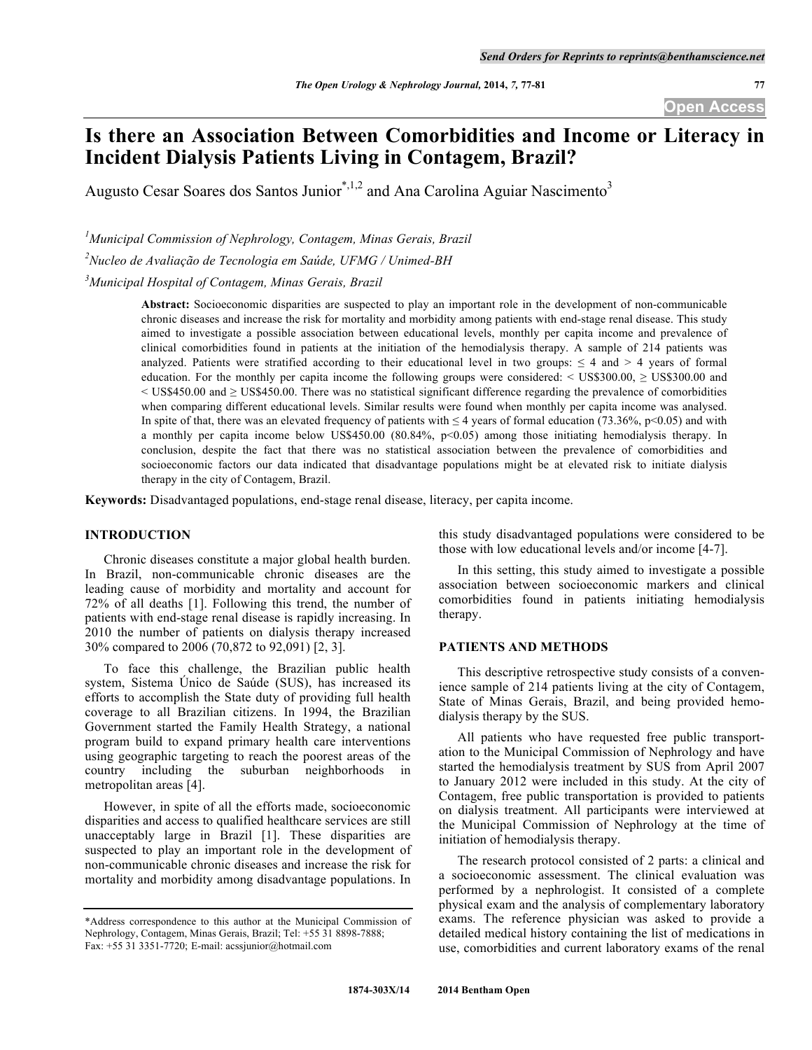# Is there an Association Between Comorbidities and Income or Literacy in Incident Dialysis Patients Living in Contagem, Brazil?

Augusto Cesar Soares dos Santos Junior[*,1,2] and Ana Carolina Aguiar Nascimento[3]

[1]*Municipal Commission of Nephrology, Contagem, Minas Gerais, Brazil*

[2]*Nucleo de Avaliação de Tecnologia em Saúde, UFMG / Unimed-BH*

[3]*Municipal Hospital of Contagem, Minas Gerais, Brazil*

**Abstract:** Socioeconomic disparities are suspected to play an important role in the development of non-communicable chronic diseases and increase the risk for mortality and morbidity among patients with end-stage renal disease. This study aimed to investigate a possible association between educational levels, monthly per capita income and prevalence of clinical comorbidities found in patients at the initiation of the hemodialysis therapy. A sample of 214 patients was analyzed. Patients were stratified according to their educational level in two groups: ≤ 4 and > 4 years of formal education. For the monthly per capita income the following groups were considered: < US\$300.00, ≥ US\$300.00 and < US\$450.00 and ≥ US\$450.00. There was no statistical significant difference regarding the prevalence of comorbidities when comparing different educational levels. Similar results were found when monthly per capita income was analysed. In spite of that, there was an elevated frequency of patients with ≤ 4 years of formal education (73.36%, $p<0.05$) and with a monthly per capita income below US\$450.00 (80.84%, $p<0.05$) among those initiating hemodialysis therapy. In conclusion, despite the fact that there was no statistical association between the prevalence of comorbidities and socioeconomic factors our data indicated that disadvantage populations might be at elevated risk to initiate dialysis therapy in the city of Contagem, Brazil.

**Keywords:** Disadvantaged populations, end-stage renal disease, literacy, per capita income.

## INTRODUCTION

Chronic diseases constitute a major global health burden. In Brazil, non-communicable chronic diseases are the leading cause of morbidity and mortality and account for 72% of all deaths [1]. Following this trend, the number of patients with end-stage renal disease is rapidly increasing. In 2010 the number of patients on dialysis therapy increased 30% compared to 2006 (70,872 to 92,091) [2, 3].

To face this challenge, the Brazilian public health system, Sistema Único de Saúde (SUS), has increased its efforts to accomplish the State duty of providing full health coverage to all Brazilian citizens. In 1994, the Brazilian Government started the Family Health Strategy, a national program build to expand primary health care interventions using geographic targeting to reach the poorest areas of the country including the suburban neighborhoods in metropolitan areas [4].

However, in spite of all the efforts made, socioeconomic disparities and access to qualified healthcare services are still unacceptably large in Brazil [1]. These disparities are suspected to play an important role in the development of non-communicable chronic diseases and increase the risk for mortality and morbidity among disadvantage populations. In this study disadvantaged populations were considered to be those with low educational levels and/or income [4-7].

In this setting, this study aimed to investigate a possible association between socioeconomic markers and clinical comorbidities found in patients initiating hemodialysis therapy.

## PATIENTS AND METHODS

This descriptive retrospective study consists of a convenience sample of 214 patients living at the city of Contagem, State of Minas Gerais, Brazil, and being provided hemodialysis therapy by the SUS.

All patients who have requested free public transportation to the Municipal Commission of Nephrology and have started the hemodialysis treatment by SUS from April 2007 to January 2012 were included in this study. At the city of Contagem, free public transportation is provided to patients on dialysis treatment. All participants were interviewed at the Municipal Commission of Nephrology at the time of initiation of hemodialysis therapy.

The research protocol consisted of 2 parts: a clinical and a socioeconomic assessment. The clinical evaluation was performed by a nephrologist. It consisted of a complete physical exam and the analysis of complementary laboratory exams. The reference physician was asked to provide a detailed medical history containing the list of medications in use, comorbidities and current laboratory exams of the renal

\*Address correspondence to this author at the Municipal Commission of Nephrology, Contagem, Minas Gerais, Brazil; Tel: +55 31 8898-7888; Fax: +55 31 3351-7720; E-mail: acssjunior@hotmail.com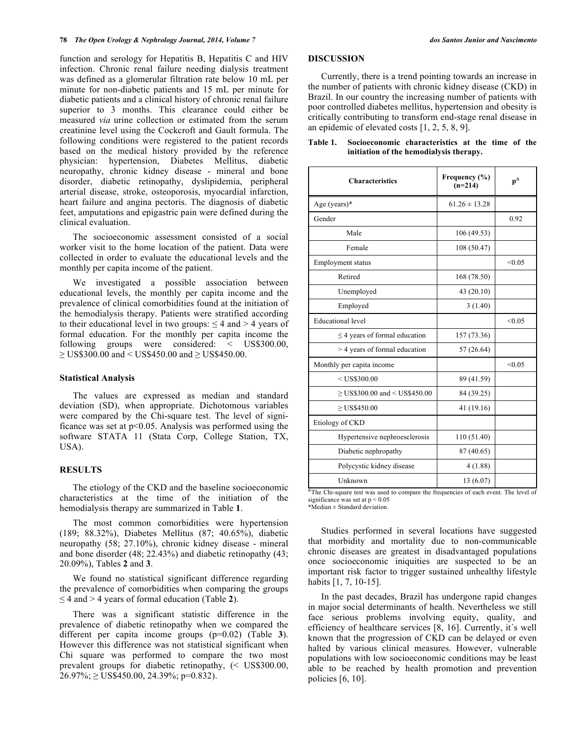function and serology for Hepatitis B, Hepatitis C and HIV infection. Chronic renal failure needing dialysis treatment was defined as a glomerular filtration rate below 10 mL per minute for non-diabetic patients and 15 mL per minute for diabetic patients and a clinical history of chronic renal failure superior to 3 months. This clearance could either be measured *via* urine collection or estimated from the serum creatinine level using the Cockcroft and Gault formula. The following conditions were registered to the patient records based on the medical history provided by the reference physician: hypertension, Diabetes Mellitus, diabetic neuropathy, chronic kidney disease - mineral and bone disorder, diabetic retinopathy, dyslipidemia, peripheral arterial disease, stroke, osteoporosis, myocardial infarction, heart failure and angina pectoris. The diagnosis of diabetic feet, amputations and epigastric pain were defined during the clinical evaluation.

The socioeconomic assessment consisted of a social worker visit to the home location of the patient. Data were collected in order to evaluate the educational levels and the monthly per capita income of the patient.

We investigated a possible association between educational levels, the monthly per capita income and the prevalence of clinical comorbidities found at the initiation of the hemodialysis therapy. Patients were stratified according to their educational level in two groups: ≤ 4 and > 4 years of formal education. For the monthly per capita income the following groups were considered: < US$300.00, ≥ US$300.00 and < US$450.00 and ≥ US$450.00.

### Statistical Analysis

The values are expressed as median and standard deviation (SD), when appropriate. Dichotomous variables were compared by the Chi-square test. The level of significance was set at $p<0.05$. Analysis was performed using the software STATA 11 (Stata Corp, College Station, TX, USA).

## RESULTS

The etiology of the CKD and the baseline socioeconomic characteristics at the time of the initiation of the hemodialysis therapy are summarized in Table **1**.

The most common comorbidities were hypertension (189; 88.32%), Diabetes Mellitus (87; 40.65%), diabetic neuropathy (58; 27.10%), chronic kidney disease - mineral and bone disorder (48; 22.43%) and diabetic retinopathy (43; 20.09%), Tables **2** and **3**.

We found no statistical significant difference regarding the prevalence of comorbidities when comparing the groups ≤ 4 and > 4 years of formal education (Table **2**).

There was a significant statistic difference in the prevalence of diabetic retinopathy when we compared the different per capita income groups ($p=0.02$) (Table **3**). However this difference was not statistical significant when Chi square was performed to compare the two most prevalent groups for diabetic retinopathy, (< US$300.00, 26.97%; ≥ US$450.00, 24.39%; $p=0.832$).

## DISCUSSION

Currently, there is a trend pointing towards an increase in the number of patients with chronic kidney disease (CKD) in Brazil. In our country the increasing number of patients with poor controlled diabetes mellitus, hypertension and obesity is critically contributing to transform end-stage renal disease in an epidemic of elevated costs [1, 2, 5, 8, 9].

**Table 1. Socioeconomic characteristics at the time of the initiation of the hemodialysis therapy.**

| Characteristics | Frequency (%) (n=214) | p[&] |
|---|---|---|
| Age (years)* | 61.26 ± 13.28 | |
| Gender | | 0.92 |
| Male | 106 (49.53) | |
| Female | 108 (50.47) | |
| Employment status | | <0.05 |
| Retired | 168 (78.50) | |
| Unemployed | 43 (20.10) | |
| Employed | 3 (1.40) | |
| Educational level | | <0.05 |
| ≤ 4 years of formal education | 157 (73.36) | |
| > 4 years of formal education | 57 (26.64) | |
| Monthly per capita income | | <0.05 |
| < US$300.00 | 89 (41.59) | |
| ≥ US$300.00 and < US$450.00 | 84 (39.25) | |
| ≥ US$450.00 | 41 (19.16) | |
| Etiology of CKD | | |
| Hypertensive nephroesclerosis | 110 (51.40) | |
| Diabetic nephropathy | 87 (40.65) | |
| Polycystic kidney disease | 4 (1.88) | |
| Unknown | 13 (6.07) | |

[&]The Chi-square test was used to compare the frequencies of each event. The level of significance was set at $p < 0.05$
*Median ± Standard deviation.

Studies performed in several locations have suggested that morbidity and mortality due to non-communicable chronic diseases are greatest in disadvantaged populations once socioeconomic iniquities are suspected to be an important risk factor to trigger sustained unhealthy lifestyle habits [1, 7, 10-15].

In the past decades, Brazil has undergone rapid changes in major social determinants of health. Nevertheless we still face serious problems involving equity, quality, and efficiency of healthcare services [8, 16]. Currently, it´s well known that the progression of CKD can be delayed or even halted by various clinical measures. However, vulnerable populations with low socioeconomic conditions may be least able to be reached by health promotion and prevention policies [6, 10].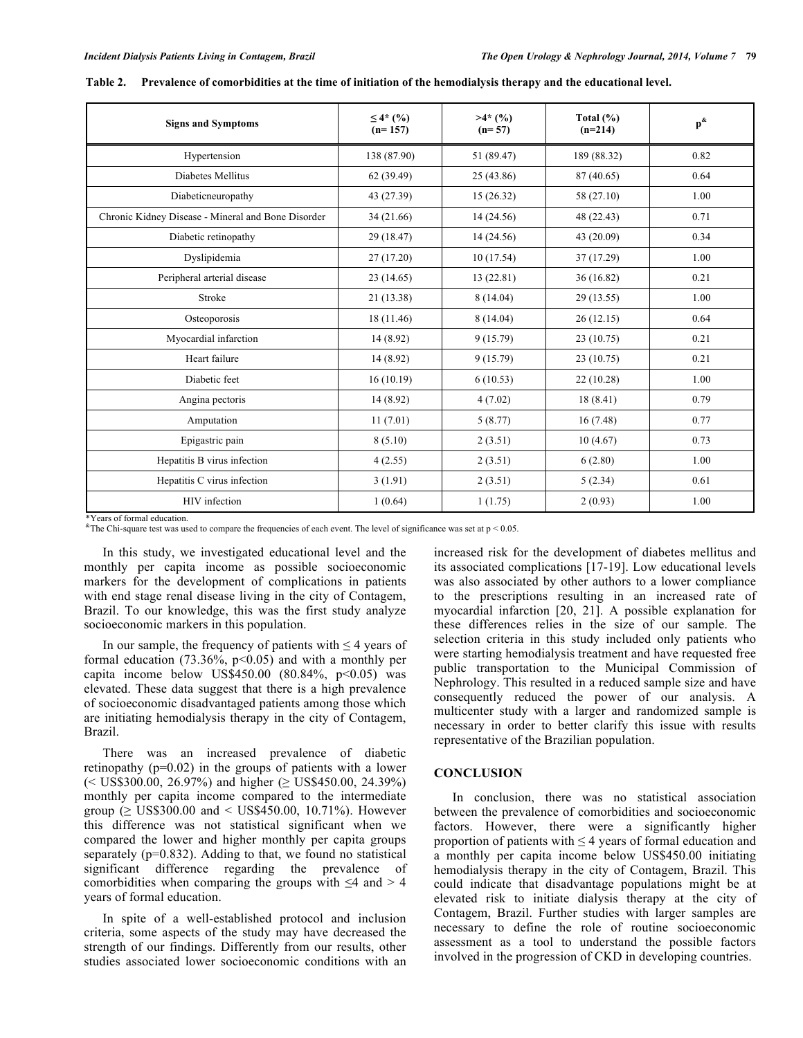**Table 2. Prevalence of comorbidities at the time of initiation of the hemodialysis therapy and the educational level.**

| Signs and Symptoms | ≤ 4* (%) (n= 157) | >4* (%) (n= 57) | Total (%) (n=214) | p[&] |
|---|---|---|---|---|
| Hypertension | 138 (87.90) | 51 (89.47) | 189 (88.32) | 0.82 |
| Diabetes Mellitus | 62 (39.49) | 25 (43.86) | 87 (40.65) | 0.64 |
| Diabeticneuropathy | 43 (27.39) | 15 (26.32) | 58 (27.10) | 1.00 |
| Chronic Kidney Disease - Mineral and Bone Disorder | 34 (21.66) | 14 (24.56) | 48 (22.43) | 0.71 |
| Diabetic retinopathy | 29 (18.47) | 14 (24.56) | 43 (20.09) | 0.34 |
| Dyslipidemia | 27 (17.20) | 10 (17.54) | 37 (17.29) | 1.00 |
| Peripheral arterial disease | 23 (14.65) | 13 (22.81) | 36 (16.82) | 0.21 |
| Stroke | 21 (13.38) | 8 (14.04) | 29 (13.55) | 1.00 |
| Osteoporosis | 18 (11.46) | 8 (14.04) | 26 (12.15) | 0.64 |
| Myocardial infarction | 14 (8.92) | 9 (15.79) | 23 (10.75) | 0.21 |
| Heart failure | 14 (8.92) | 9 (15.79) | 23 (10.75) | 0.21 |
| Diabetic feet | 16 (10.19) | 6 (10.53) | 22 (10.28) | 1.00 |
| Angina pectoris | 14 (8.92) | 4 (7.02) | 18 (8.41) | 0.79 |
| Amputation | 11 (7.01) | 5 (8.77) | 16 (7.48) | 0.77 |
| Epigastric pain | 8 (5.10) | 2 (3.51) | 10 (4.67) | 0.73 |
| Hepatitis B virus infection | 4 (2.55) | 2 (3.51) | 6 (2.80) | 1.00 |
| Hepatitis C virus infection | 3 (1.91) | 2 (3.51) | 5 (2.34) | 0.61 |
| HIV infection | 1 (0.64) | 1 (1.75) | 2 (0.93) | 1.00 |

*Years of formal education.
[&]The Chi-square test was used to compare the frequencies of each event. The level of significance was set at $p < 0.05$.

In this study, we investigated educational level and the monthly per capita income as possible socioeconomic markers for the development of complications in patients with end stage renal disease living in the city of Contagem, Brazil. To our knowledge, this was the first study analyze socioeconomic markers in this population.

In our sample, the frequency of patients with ≤ 4 years of formal education (73.36%, $p<0.05$) and with a monthly per capita income below US$450.00 (80.84%, $p<0.05$) was elevated. These data suggest that there is a high prevalence of socioeconomic disadvantaged patients among those which are initiating hemodialysis therapy in the city of Contagem, Brazil.

There was an increased prevalence of diabetic retinopathy ($p=0.02$) in the groups of patients with a lower (< US$300.00, 26.97%) and higher (≥ US$450.00, 24.39%) monthly per capita income compared to the intermediate group (≥ US$300.00 and < US$450.00, 10.71%). However this difference was not statistical significant when we compared the lower and higher monthly per capita groups separately ($p=0.832$). Adding to that, we found no statistical significant difference regarding the prevalence of comorbidities when comparing the groups with ≤4 and > 4 years of formal education.

In spite of a well-established protocol and inclusion criteria, some aspects of the study may have decreased the strength of our findings. Differently from our results, other studies associated lower socioeconomic conditions with an increased risk for the development of diabetes mellitus and its associated complications [17-19]. Low educational levels was also associated by other authors to a lower compliance to the prescriptions resulting in an increased rate of myocardial infarction [20, 21]. A possible explanation for these differences relies in the size of our sample. The selection criteria in this study included only patients who were starting hemodialysis treatment and have requested free public transportation to the Municipal Commission of Nephrology. This resulted in a reduced sample size and have consequently reduced the power of our analysis. A multicenter study with a larger and randomized sample is necessary in order to better clarify this issue with results representative of the Brazilian population.

## CONCLUSION

In conclusion, there was no statistical association between the prevalence of comorbidities and socioeconomic factors. However, there were a significantly higher proportion of patients with ≤ 4 years of formal education and a monthly per capita income below US$450.00 initiating hemodialysis therapy in the city of Contagem, Brazil. This could indicate that disadvantage populations might be at elevated risk to initiate dialysis therapy at the city of Contagem, Brazil. Further studies with larger samples are necessary to define the role of routine socioeconomic assessment as a tool to understand the possible factors involved in the progression of CKD in developing countries.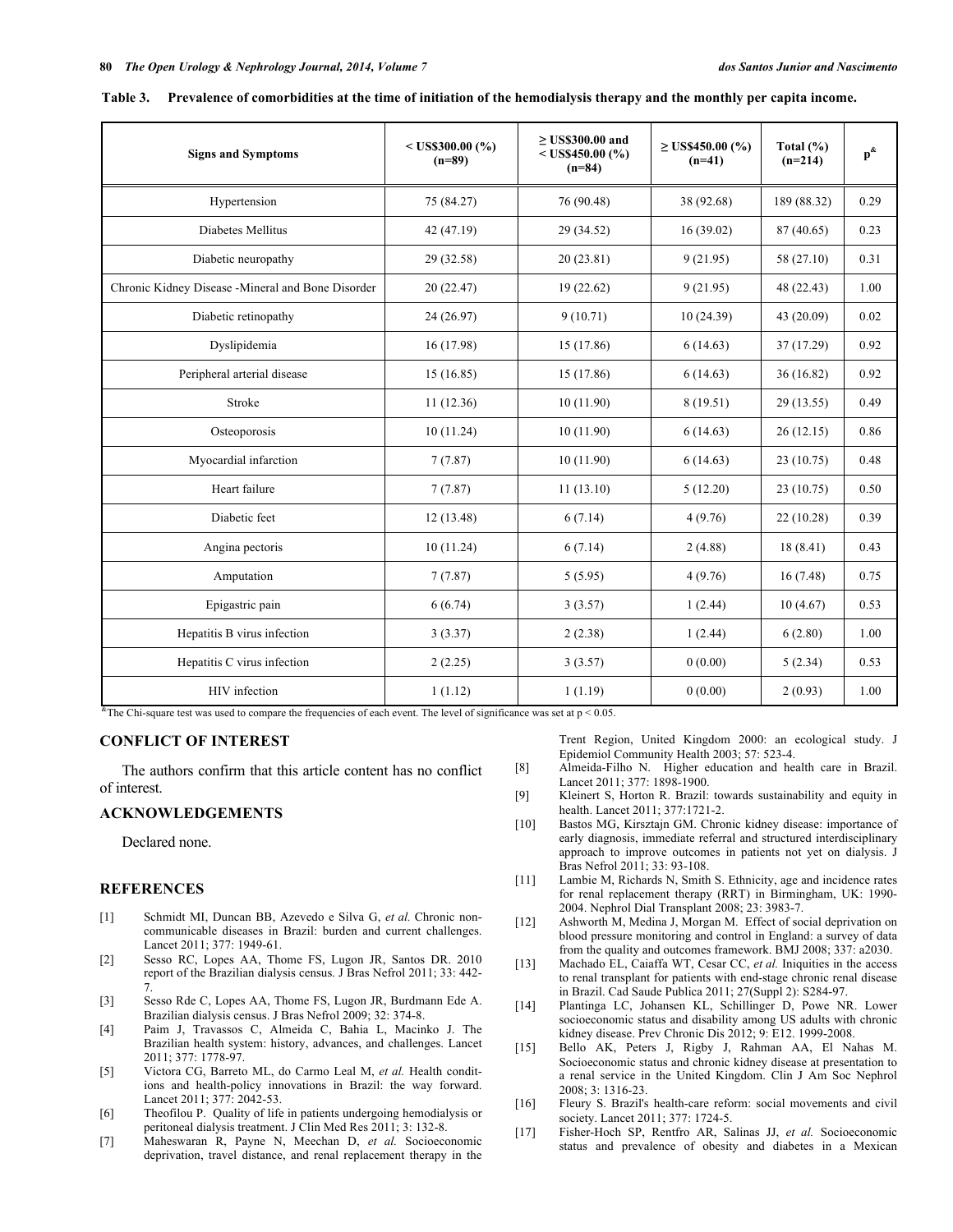**Table 3. Prevalence of comorbidities at the time of initiation of the hemodialysis therapy and the monthly per capita income.**

| Signs and Symptoms | < US$300.00 (%) (n=89) | ≥ US$300.00 and < US$450.00 (%) (n=84) | ≥ US$450.00 (%) (n=41) | Total (%) (n=214) | p[&] |
|---|---|---|---|---|---|
| Hypertension | 75 (84.27) | 76 (90.48) | 38 (92.68) | 189 (88.32) | 0.29 |
| Diabetes Mellitus | 42 (47.19) | 29 (34.52) | 16 (39.02) | 87 (40.65) | 0.23 |
| Diabetic neuropathy | 29 (32.58) | 20 (23.81) | 9 (21.95) | 58 (27.10) | 0.31 |
| Chronic Kidney Disease -Mineral and Bone Disorder | 20 (22.47) | 19 (22.62) | 9 (21.95) | 48 (22.43) | 1.00 |
| Diabetic retinopathy | 24 (26.97) | 9 (10.71) | 10 (24.39) | 43 (20.09) | 0.02 |
| Dyslipidemia | 16 (17.98) | 15 (17.86) | 6 (14.63) | 37 (17.29) | 0.92 |
| Peripheral arterial disease | 15 (16.85) | 15 (17.86) | 6 (14.63) | 36 (16.82) | 0.92 |
| Stroke | 11 (12.36) | 10 (11.90) | 8 (19.51) | 29 (13.55) | 0.49 |
| Osteoporosis | 10 (11.24) | 10 (11.90) | 6 (14.63) | 26 (12.15) | 0.86 |
| Myocardial infarction | 7 (7.87) | 10 (11.90) | 6 (14.63) | 23 (10.75) | 0.48 |
| Heart failure | 7 (7.87) | 11 (13.10) | 5 (12.20) | 23 (10.75) | 0.50 |
| Diabetic feet | 12 (13.48) | 6 (7.14) | 4 (9.76) | 22 (10.28) | 0.39 |
| Angina pectoris | 10 (11.24) | 6 (7.14) | 2 (4.88) | 18 (8.41) | 0.43 |
| Amputation | 7 (7.87) | 5 (5.95) | 4 (9.76) | 16 (7.48) | 0.75 |
| Epigastric pain | 6 (6.74) | 3 (3.57) | 1 (2.44) | 10 (4.67) | 0.53 |
| Hepatitis B virus infection | 3 (3.37) | 2 (2.38) | 1 (2.44) | 6 (2.80) | 1.00 |
| Hepatitis C virus infection | 2 (2.25) | 3 (3.57) | 0 (0.00) | 5 (2.34) | 0.53 |
| HIV infection | 1 (1.12) | 1 (1.19) | 0 (0.00) | 2 (0.93) | 1.00 |

[&]The Chi-square test was used to compare the frequencies of each event. The level of significance was set at $p < 0.05$.

## CONFLICT OF INTEREST

The authors confirm that this article content has no conflict of interest.

## ACKNOWLEDGEMENTS

Declared none.

## REFERENCES

[1] Schmidt MI, Duncan BB, Azevedo e Silva G, *et al.* Chronic non-communicable diseases in Brazil: burden and current challenges. Lancet 2011; 377: 1949-61.

[2] Sesso RC, Lopes AA, Thome FS, Lugon JR, Santos DR. 2010 report of the Brazilian dialysis census. J Bras Nefrol 2011; 33: 442-7.

[3] Sesso Rde C, Lopes AA, Thome FS, Lugon JR, Burdmann Ede A. Brazilian dialysis census. J Bras Nefrol 2009; 32: 374-8.

[4] Paim J, Travassos C, Almeida C, Bahia L, Macinko J. The Brazilian health system: history, advances, and challenges. Lancet 2011; 377: 1778-97.

[5] Victora CG, Barreto ML, do Carmo Leal M, *et al.* Health conditions and health-policy innovations in Brazil: the way forward. Lancet 2011; 377: 2042-53.

[6] Theofilou P. Quality of life in patients undergoing hemodialysis or peritoneal dialysis treatment. J Clin Med Res 2011; 3: 132-8.

[7] Maheswaran R, Payne N, Meechan D, *et al.* Socioeconomic deprivation, travel distance, and renal replacement therapy in the Trent Region, United Kingdom 2000: an ecological study. J Epidemiol Community Health 2003; 57: 523-4.

[8] Almeida-Filho N. Higher education and health care in Brazil. Lancet 2011; 377: 1898-1900.

[9] Kleinert S, Horton R. Brazil: towards sustainability and equity in health. Lancet 2011; 377:1721-2.

[10] Bastos MG, Kirsztajn GM. Chronic kidney disease: importance of early diagnosis, immediate referral and structured interdisciplinary approach to improve outcomes in patients not yet on dialysis. J Bras Nefrol 2011; 33: 93-108.

[11] Lambie M, Richards N, Smith S. Ethnicity, age and incidence rates for renal replacement therapy (RRT) in Birmingham, UK: 1990-2004. Nephrol Dial Transplant 2008; 23: 3983-7.

[12] Ashworth M, Medina J, Morgan M. Effect of social deprivation on blood pressure monitoring and control in England: a survey of data from the quality and outcomes framework. BMJ 2008; 337: a2030.

[13] Machado EL, Caiaffa WT, Cesar CC, *et al.* Iniquities in the access to renal transplant for patients with end-stage chronic renal disease in Brazil. Cad Saude Publica 2011; 27(Suppl 2): S284-97.

[14] Plantinga LC, Johansen KL, Schillinger D, Powe NR. Lower socioeconomic status and disability among US adults with chronic kidney disease. Prev Chronic Dis 2012; 9: E12. 1999-2008.

[15] Bello AK, Peters J, Rigby J, Rahman AA, El Nahas M. Socioeconomic status and chronic kidney disease at presentation to a renal service in the United Kingdom. Clin J Am Soc Nephrol 2008; 3: 1316-23.

[16] Fleury S. Brazil's health-care reform: social movements and civil society. Lancet 2011; 377: 1724-5.

[17] Fisher-Hoch SP, Rentfro AR, Salinas JJ, *et al.* Socioeconomic status and prevalence of obesity and diabetes in a Mexican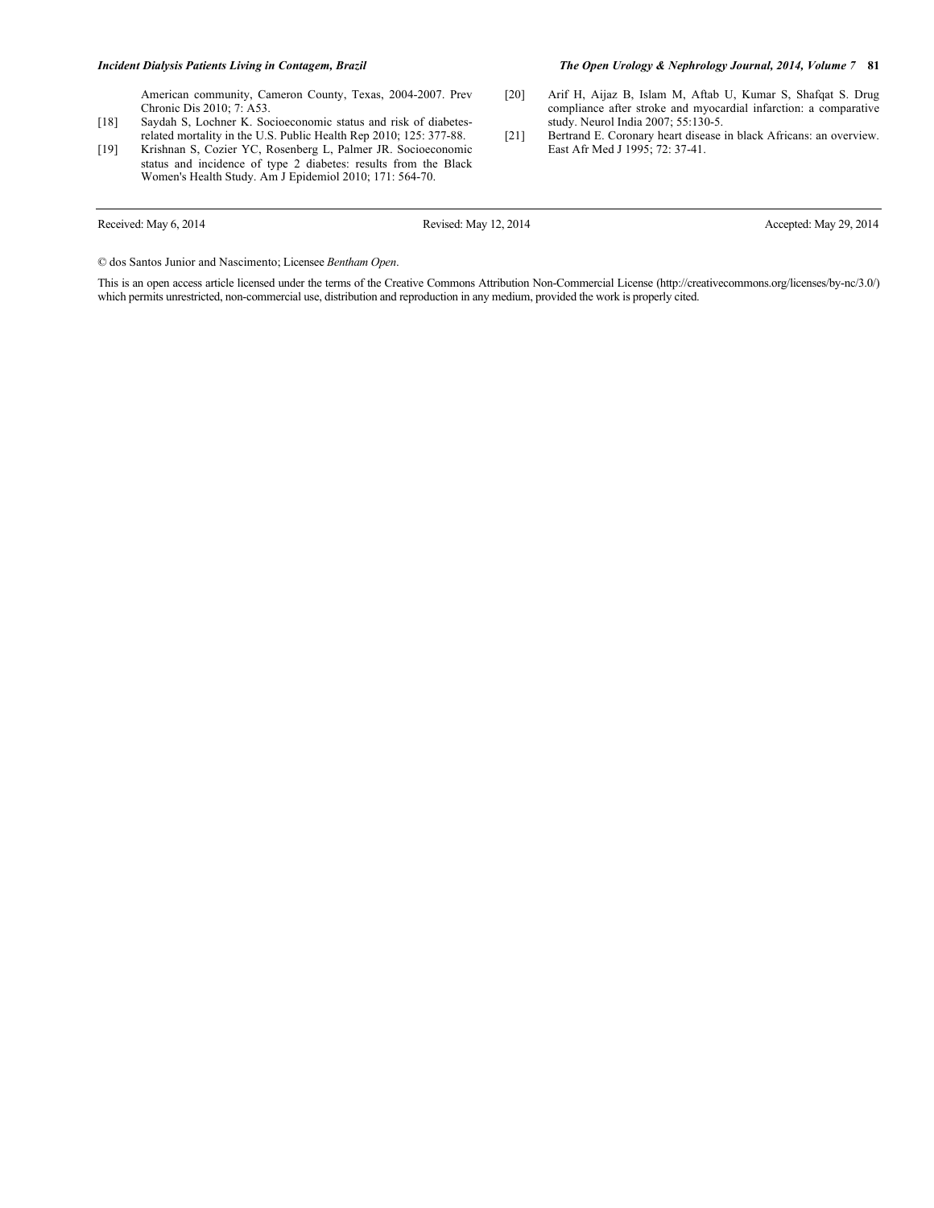American community, Cameron County, Texas, 2004-2007. Prev Chronic Dis 2010; 7: A53.

[18] Saydah S, Lochner K. Socioeconomic status and risk of diabetes-related mortality in the U.S. Public Health Rep 2010; 125: 377-88.

[19] Krishnan S, Cozier YC, Rosenberg L, Palmer JR. Socioeconomic status and incidence of type 2 diabetes: results from the Black Women's Health Study. Am J Epidemiol 2010; 171: 564-70.

[20] Arif H, Aijaz B, Islam M, Aftab U, Kumar S, Shafqat S. Drug compliance after stroke and myocardial infarction: a comparative study. Neurol India 2007; 55:130-5.

[21] Bertrand E. Coronary heart disease in black Africans: an overview. East Afr Med J 1995; 72: 37-41.

---

Received: May 6, 2014 Revised: May 12, 2014 Accepted: May 29, 2014

© dos Santos Junior and Nascimento; Licensee *Bentham Open*.

This is an open access article licensed under the terms of the Creative Commons Attribution Non-Commercial License (http://creativecommons.org/licenses/by-nc/3.0/) which permits unrestricted, non-commercial use, distribution and reproduction in any medium, provided the work is properly cited.